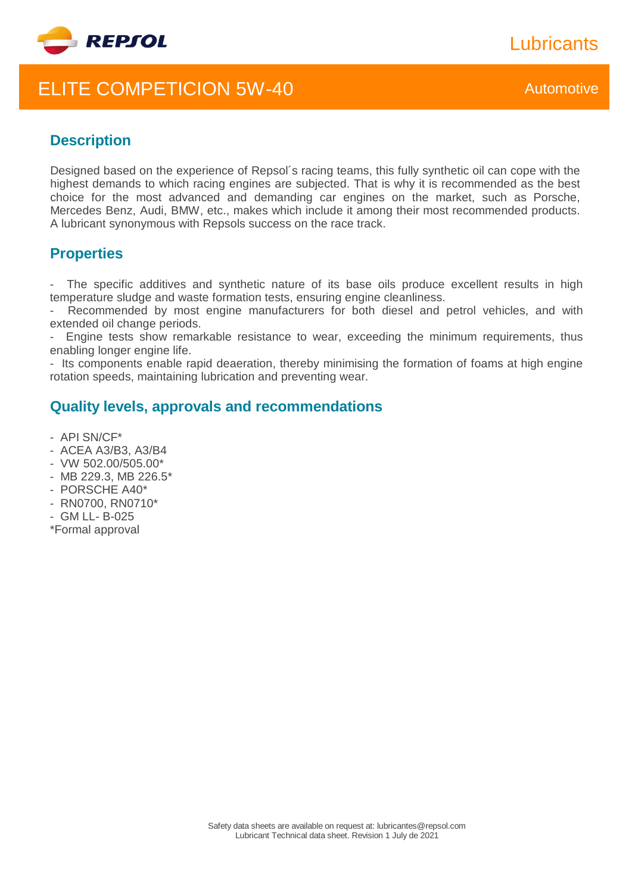REPSOL

Lubricants

# ELITE COMPETICION 5W-40

Automotive

## Description

Designed based on the experience of Repsol´s racing teams, this fully synthetic oil can cope with the highest demands to which racing engines are subjected. That is why it is recommended as the best choice for the most advanced and demanding car engines on the market, such as Porsche, Mercedes Benz, Audi, BMW, etc., makes which include it among their most recommended products. A lubricant synonymous with Repsols success on the race track.

## Properties

- The specific additives and synthetic nature of its base oils produce excellent results in high temperature sludge and waste formation tests, ensuring engine cleanliness.
- Recommended by most engine manufacturers for both diesel and petrol vehicles, and with extended oil change periods.
- Engine tests show remarkable resistance to wear, exceeding the minimum requirements, thus enabling longer engine life.
- Its components enable rapid deaeration, thereby minimising the formation of foams at high engine rotation speeds, maintaining lubrication and preventing wear.

## Quality levels, approvals and recommendations

- API SN/CF*
- ACEA A3/B3, A3/B4
- VW 502.00/505.00*
- MB 229.3, MB 226.5*
- PORSCHE A40*
- RN0700, RN0710*
- GM LL- B-025

*Formal approval

Safety data sheets are available on request at: lubricantes@repsol.com
Lubricant Technical data sheet. Revision 1 July de 2021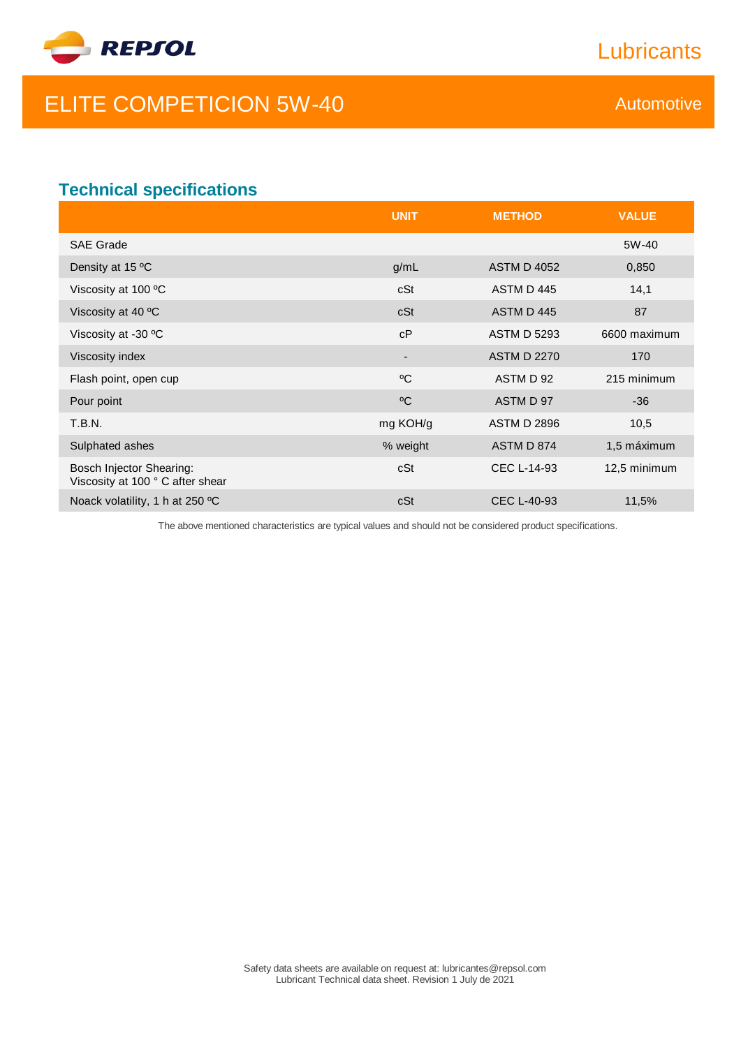# ELITE COMPETICION 5W-40

Automotive

## Technical specifications

| | UNIT | METHOD | VALUE |
|---|---|---|---|
| SAE Grade | | | 5W-40 |
| Density at 15 ºC | g/mL | ASTM D 4052 | 0,850 |
| Viscosity at 100 ºC | cSt | ASTM D 445 | 14,1 |
| Viscosity at 40 ºC | cSt | ASTM D 445 | 87 |
| Viscosity at -30 ºC | cP | ASTM D 5293 | 6600 maximum |
| Viscosity index | - | ASTM D 2270 | 170 |
| Flash point, open cup | ºC | ASTM D 92 | 215 minimum |
| Pour point | ºC | ASTM D 97 | -36 |
| T.B.N. | mg KOH/g | ASTM D 2896 | 10,5 |
| Sulphated ashes | % weight | ASTM D 874 | 1,5 máximum |
| Bosch Injector Shearing: Viscosity at 100 ° C after shear | cSt | CEC L-14-93 | 12,5 minimum |
| Noack volatility, 1 h at 250 ºC | cSt | CEC L-40-93 | 11,5% |

The above mentioned characteristics are typical values and should not be considered product specifications.

Safety data sheets are available on request at: lubricantes@repsol.com
Lubricant Technical data sheet. Revision 1 July de 2021